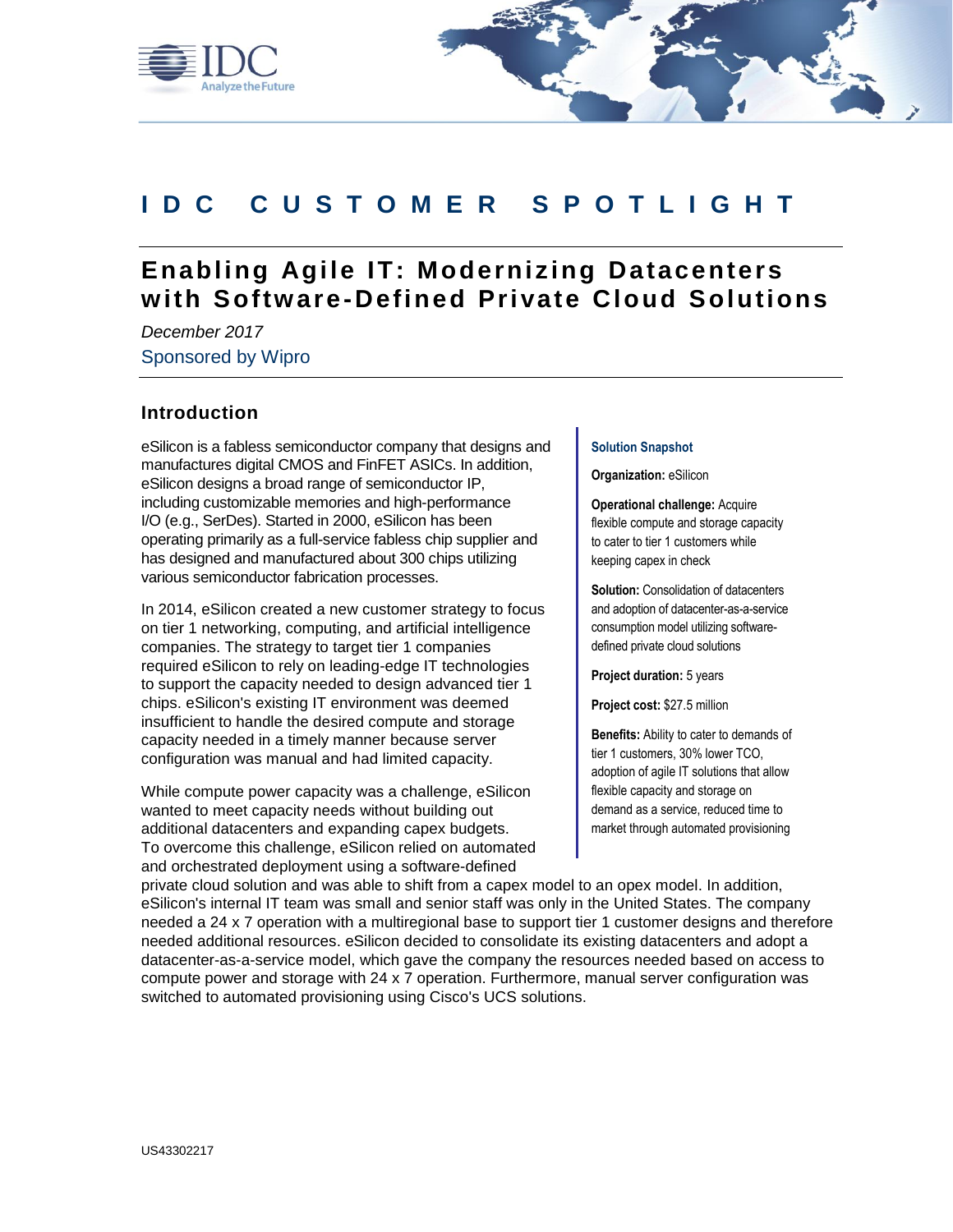# IDC CUSTOMER SPOTLIGHT

## Enabling Agile IT: Modernizing Datacenters with Software-Defined Private Cloud Solutions

*December 2017*

Sponsored by Wipro

## Introduction

eSilicon is a fabless semiconductor company that designs and manufactures digital CMOS and FinFET ASICs. In addition, eSilicon designs a broad range of semiconductor IP, including customizable memories and high-performance I/O (e.g., SerDes). Started in 2000, eSilicon has been operating primarily as a full-service fabless chip supplier and has designed and manufactured about 300 chips utilizing various semiconductor fabrication processes.

In 2014, eSilicon created a new customer strategy to focus on tier 1 networking, computing, and artificial intelligence companies. The strategy to target tier 1 companies required eSilicon to rely on leading-edge IT technologies to support the capacity needed to design advanced tier 1 chips. eSilicon's existing IT environment was deemed insufficient to handle the desired compute and storage capacity needed in a timely manner because server configuration was manual and had limited capacity.

While compute power capacity was a challenge, eSilicon wanted to meet capacity needs without building out additional datacenters and expanding capex budgets. To overcome this challenge, eSilicon relied on automated and orchestrated deployment using a software-defined private cloud solution and was able to shift from a capex model to an opex model. In addition, eSilicon's internal IT team was small and senior staff was only in the United States. The company needed a 24 x 7 operation with a multiregional base to support tier 1 customer designs and therefore needed additional resources. eSilicon decided to consolidate its existing datacenters and adopt a datacenter-as-a-service model, which gave the company the resources needed based on access to compute power and storage with 24 x 7 operation. Furthermore, manual server configuration was switched to automated provisioning using Cisco's UCS solutions.

**Solution Snapshot**

**Organization:** eSilicon

**Operational challenge:** Acquire flexible compute and storage capacity to cater to tier 1 customers while keeping capex in check

**Solution:** Consolidation of datacenters and adoption of datacenter-as-a-service consumption model utilizing software-defined private cloud solutions

**Project duration:** 5 years

**Project cost:** $27.5 million

**Benefits:** Ability to cater to demands of tier 1 customers, 30% lower TCO, adoption of agile IT solutions that allow flexible capacity and storage on demand as a service, reduced time to market through automated provisioning

US43302217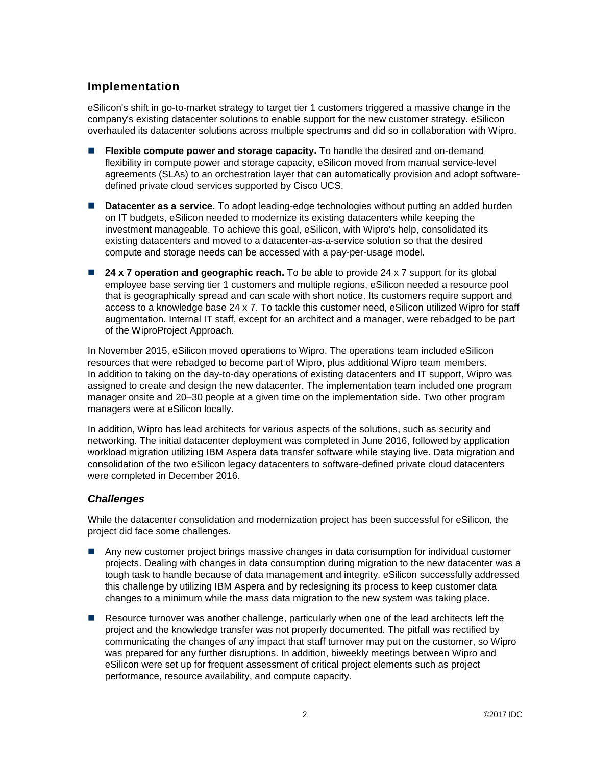## Implementation

eSilicon's shift in go-to-market strategy to target tier 1 customers triggered a massive change in the company's existing datacenter solutions to enable support for the new customer strategy. eSilicon overhauled its datacenter solutions across multiple spectrums and did so in collaboration with Wipro.

- **Flexible compute power and storage capacity.** To handle the desired and on-demand flexibility in compute power and storage capacity, eSilicon moved from manual service-level agreements (SLAs) to an orchestration layer that can automatically provision and adopt software-defined private cloud services supported by Cisco UCS.
- **Datacenter as a service.** To adopt leading-edge technologies without putting an added burden on IT budgets, eSilicon needed to modernize its existing datacenters while keeping the investment manageable. To achieve this goal, eSilicon, with Wipro's help, consolidated its existing datacenters and moved to a datacenter-as-a-service solution so that the desired compute and storage needs can be accessed with a pay-per-usage model.
- **24 x 7 operation and geographic reach.** To be able to provide 24 x 7 support for its global employee base serving tier 1 customers and multiple regions, eSilicon needed a resource pool that is geographically spread and can scale with short notice. Its customers require support and access to a knowledge base 24 x 7. To tackle this customer need, eSilicon utilized Wipro for staff augmentation. Internal IT staff, except for an architect and a manager, were rebadged to be part of the WiproProject Approach.

In November 2015, eSilicon moved operations to Wipro. The operations team included eSilicon resources that were rebadged to become part of Wipro, plus additional Wipro team members. In addition to taking on the day-to-day operations of existing datacenters and IT support, Wipro was assigned to create and design the new datacenter. The implementation team included one program manager onsite and 20–30 people at a given time on the implementation side. Two other program managers were at eSilicon locally.

In addition, Wipro has lead architects for various aspects of the solutions, such as security and networking. The initial datacenter deployment was completed in June 2016, followed by application workload migration utilizing IBM Aspera data transfer software while staying live. Data migration and consolidation of the two eSilicon legacy datacenters to software-defined private cloud datacenters were completed in December 2016.

### *Challenges*

While the datacenter consolidation and modernization project has been successful for eSilicon, the project did face some challenges.

- Any new customer project brings massive changes in data consumption for individual customer projects. Dealing with changes in data consumption during migration to the new datacenter was a tough task to handle because of data management and integrity. eSilicon successfully addressed this challenge by utilizing IBM Aspera and by redesigning its process to keep customer data changes to a minimum while the mass data migration to the new system was taking place.
- Resource turnover was another challenge, particularly when one of the lead architects left the project and the knowledge transfer was not properly documented. The pitfall was rectified by communicating the changes of any impact that staff turnover may put on the customer, so Wipro was prepared for any further disruptions. In addition, biweekly meetings between Wipro and eSilicon were set up for frequent assessment of critical project elements such as project performance, resource availability, and compute capacity.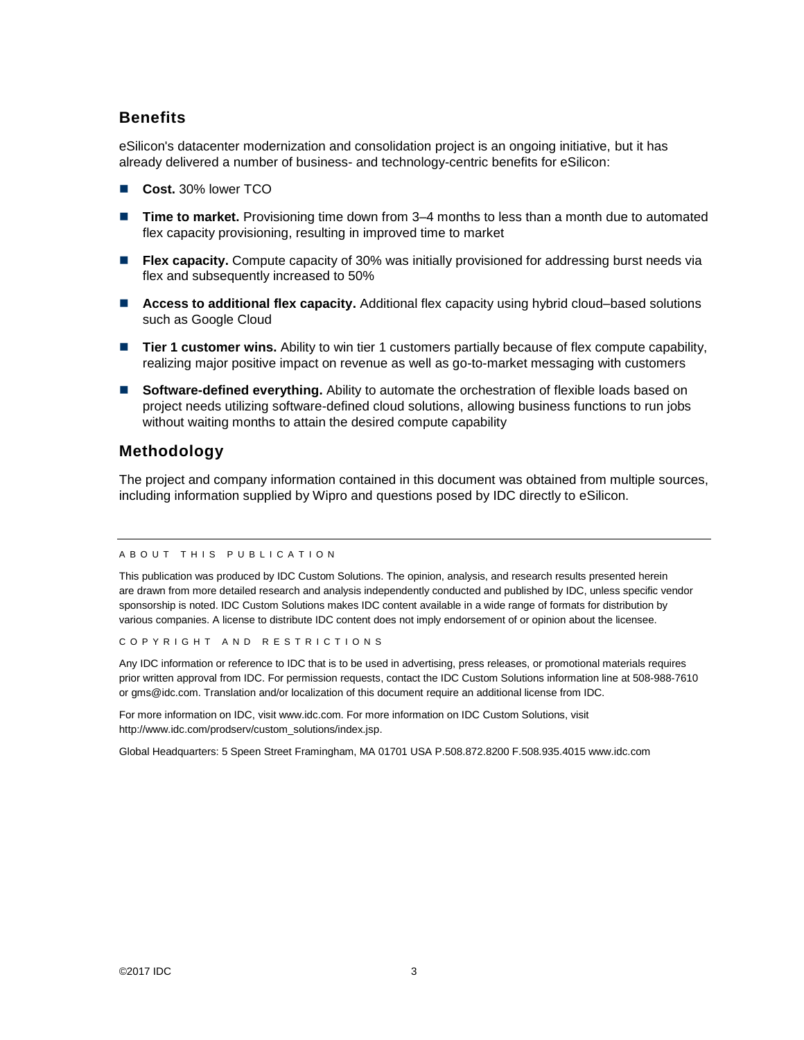## Benefits

eSilicon's datacenter modernization and consolidation project is an ongoing initiative, but it has already delivered a number of business- and technology-centric benefits for eSilicon:

- **Cost.** 30% lower TCO
- **Time to market.** Provisioning time down from 3–4 months to less than a month due to automated flex capacity provisioning, resulting in improved time to market
- **Flex capacity.** Compute capacity of 30% was initially provisioned for addressing burst needs via flex and subsequently increased to 50%
- **Access to additional flex capacity.** Additional flex capacity using hybrid cloud–based solutions such as Google Cloud
- **Tier 1 customer wins.** Ability to win tier 1 customers partially because of flex compute capability, realizing major positive impact on revenue as well as go-to-market messaging with customers
- **Software-defined everything.** Ability to automate the orchestration of flexible loads based on project needs utilizing software-defined cloud solutions, allowing business functions to run jobs without waiting months to attain the desired compute capability

## Methodology

The project and company information contained in this document was obtained from multiple sources, including information supplied by Wipro and questions posed by IDC directly to eSilicon.

---

ABOUT THIS PUBLICATION

This publication was produced by IDC Custom Solutions. The opinion, analysis, and research results presented herein are drawn from more detailed research and analysis independently conducted and published by IDC, unless specific vendor sponsorship is noted. IDC Custom Solutions makes IDC content available in a wide range of formats for distribution by various companies. A license to distribute IDC content does not imply endorsement of or opinion about the licensee.

COPYRIGHT AND RESTRICTIONS

Any IDC information or reference to IDC that is to be used in advertising, press releases, or promotional materials requires prior written approval from IDC. For permission requests, contact the IDC Custom Solutions information line at 508-988-7610 or gms@idc.com. Translation and/or localization of this document require an additional license from IDC.

For more information on IDC, visit www.idc.com. For more information on IDC Custom Solutions, visit http://www.idc.com/prodserv/custom_solutions/index.jsp.

Global Headquarters: 5 Speen Street Framingham, MA 01701 USA P.508.872.8200 F.508.935.4015 www.idc.com

©2017 IDC